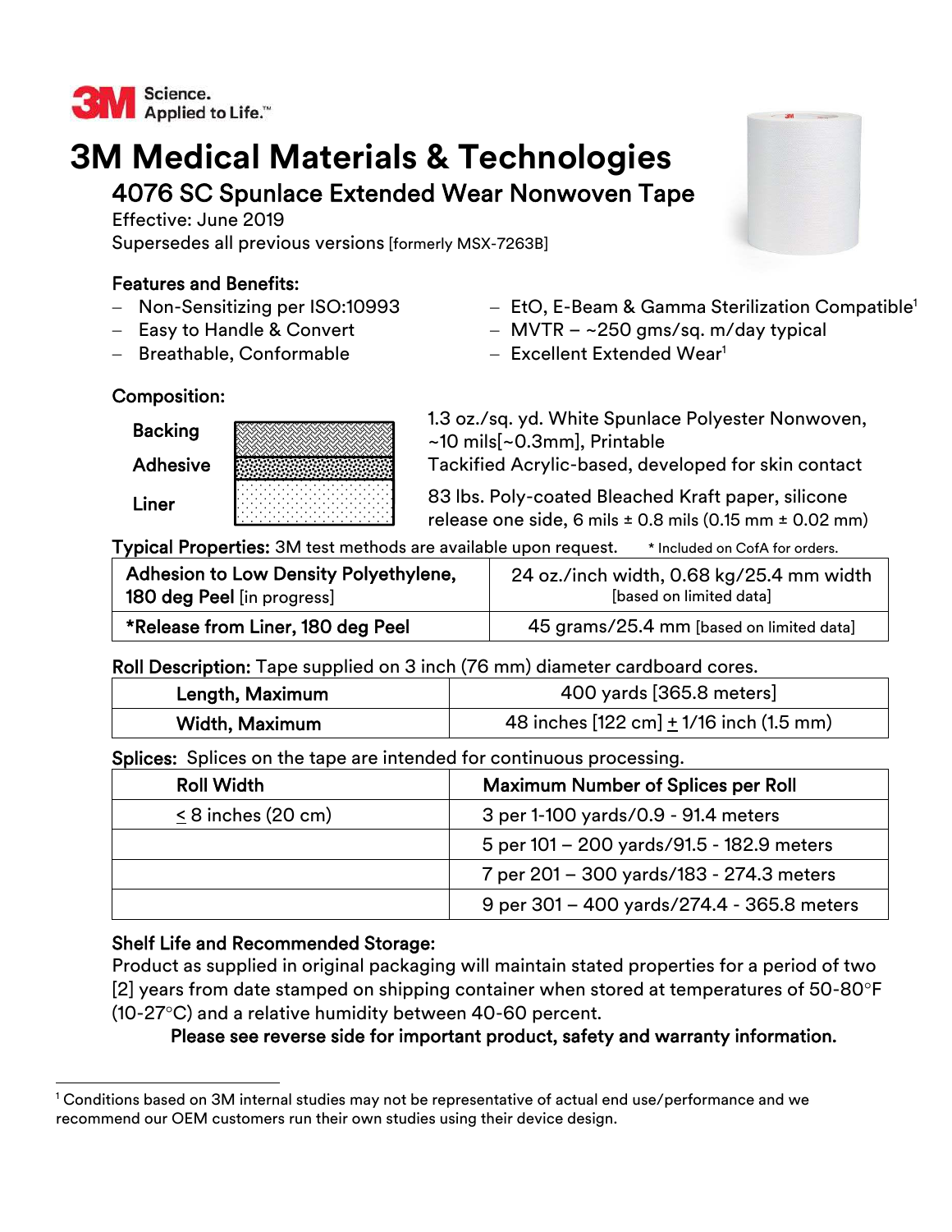3M Science. Applied to Life.™

# 3M Medical Materials & Technologies

## 4076 SC Spunlace Extended Wear Nonwoven Tape

Effective: June 2019
Supersedes all previous versions [formerly MSX-7263B]

### Features and Benefits:

- Non-Sensitizing per ISO:10993
- Easy to Handle & Convert
- Breathable, Conformable
- EtO, E-Beam & Gamma Sterilization Compatible[1]
- MVTR – ~250 gms/sq. m/day typical
- Excellent Extended Wear[1]

### Composition:

| | |
|---|---|
| **Backing** | 1.3 oz./sq. yd. White Spunlace Polyester Nonwoven, ~10 mils[~0.3mm], Printable |
| **Adhesive** | Tackified Acrylic-based, developed for skin contact |
| **Liner** | 83 lbs. Poly-coated Bleached Kraft paper, silicone release one side, 6 mils ± 0.8 mils (0.15 mm ± 0.02 mm) |

**Typical Properties:** 3M test methods are available upon request. * Included on CofA for orders.

| | |
|---|---|
| **Adhesion to Low Density Polyethylene, 180 deg Peel** [in progress] | 24 oz./inch width, 0.68 kg/25.4 mm width [based on limited data] |
| ***Release from Liner, 180 deg Peel** | 45 grams/25.4 mm [based on limited data] |

**Roll Description:** Tape supplied on 3 inch (76 mm) diameter cardboard cores.

| | |
|---|---|
| **Length, Maximum** | 400 yards [365.8 meters] |
| **Width, Maximum** | 48 inches [122 cm] ± 1/16 inch (1.5 mm) |

**Splices:** Splices on the tape are intended for continuous processing.

| Roll Width | Maximum Number of Splices per Roll |
|---|---|
| ≤ 8 inches (20 cm) | 3 per 1-100 yards/0.9 - 91.4 meters |
| | 5 per 101 – 200 yards/91.5 - 182.9 meters |
| | 7 per 201 – 300 yards/183 - 274.3 meters |
| | 9 per 301 – 400 yards/274.4 - 365.8 meters |

### Shelf Life and Recommended Storage:

Product as supplied in original packaging will maintain stated properties for a period of two [2] years from date stamped on shipping container when stored at temperatures of 50-80°F (10-27°C) and a relative humidity between 40-60 percent.

**Please see reverse side for important product, safety and warranty information.**

---

[1] Conditions based on 3M internal studies may not be representative of actual end use/performance and we recommend our OEM customers run their own studies using their device design.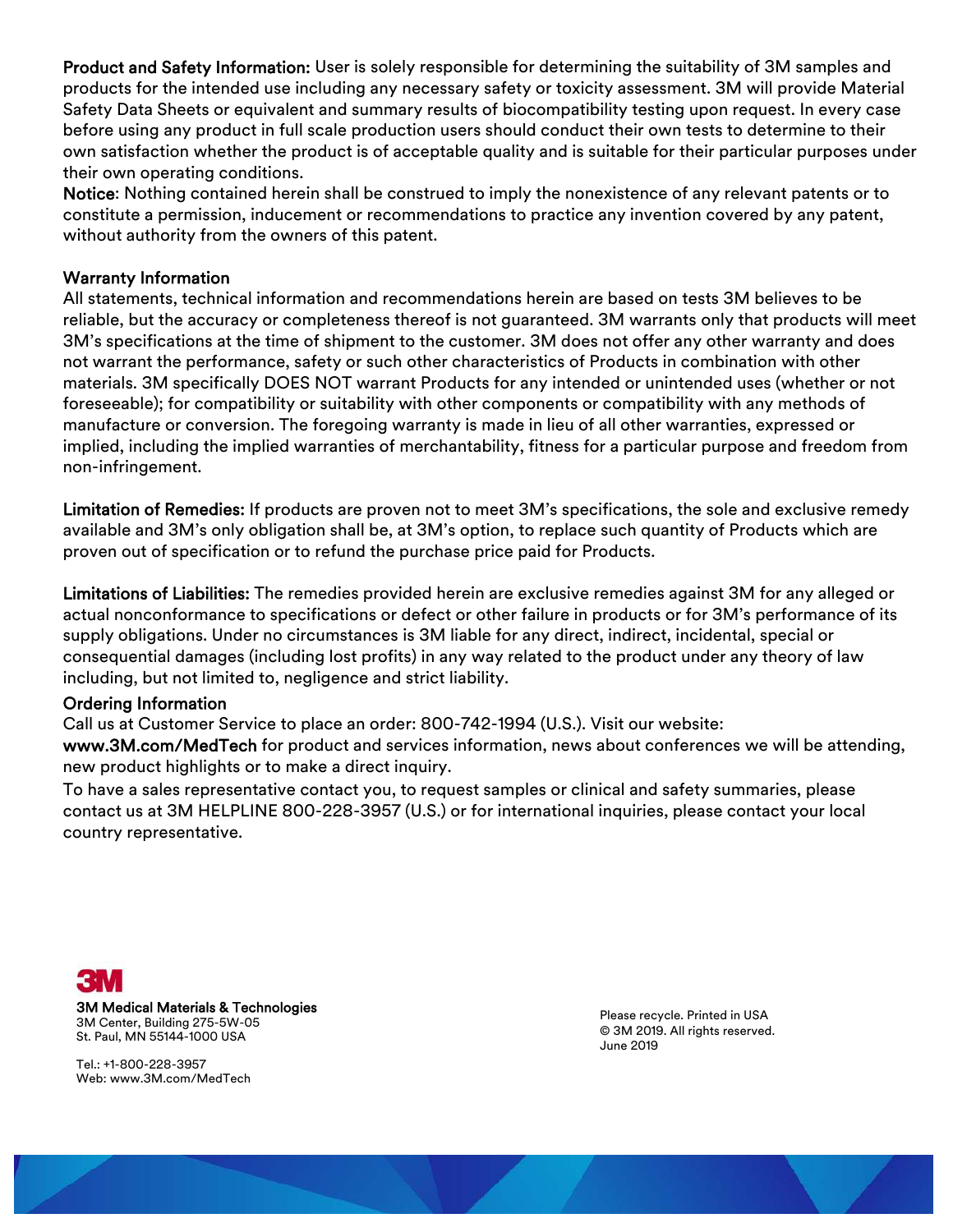**Product and Safety Information:** User is solely responsible for determining the suitability of 3M samples and products for the intended use including any necessary safety or toxicity assessment. 3M will provide Material Safety Data Sheets or equivalent and summary results of biocompatibility testing upon request. In every case before using any product in full scale production users should conduct their own tests to determine to their own satisfaction whether the product is of acceptable quality and is suitable for their particular purposes under their own operating conditions.

**Notice**: Nothing contained herein shall be construed to imply the nonexistence of any relevant patents or to constitute a permission, inducement or recommendations to practice any invention covered by any patent, without authority from the owners of this patent.

## Warranty Information

All statements, technical information and recommendations herein are based on tests 3M believes to be reliable, but the accuracy or completeness thereof is not guaranteed. 3M warrants only that products will meet 3M's specifications at the time of shipment to the customer. 3M does not offer any other warranty and does not warrant the performance, safety or such other characteristics of Products in combination with other materials. 3M specifically DOES NOT warrant Products for any intended or unintended uses (whether or not foreseeable); for compatibility or suitability with other components or compatibility with any methods of manufacture or conversion. The foregoing warranty is made in lieu of all other warranties, expressed or implied, including the implied warranties of merchantability, fitness for a particular purpose and freedom from non-infringement.

**Limitation of Remedies:** If products are proven not to meet 3M's specifications, the sole and exclusive remedy available and 3M's only obligation shall be, at 3M's option, to replace such quantity of Products which are proven out of specification or to refund the purchase price paid for Products.

**Limitations of Liabilities:** The remedies provided herein are exclusive remedies against 3M for any alleged or actual nonconformance to specifications or defect or other failure in products or for 3M's performance of its supply obligations. Under no circumstances is 3M liable for any direct, indirect, incidental, special or consequential damages (including lost profits) in any way related to the product under any theory of law including, but not limited to, negligence and strict liability.

## Ordering Information

Call us at Customer Service to place an order: 800-742-1994 (U.S.). Visit our website:
**www.3M.com/MedTech** for product and services information, news about conferences we will be attending, new product highlights or to make a direct inquiry.

To have a sales representative contact you, to request samples or clinical and safety summaries, please contact us at 3M HELPLINE 800-228-3957 (U.S.) or for international inquiries, please contact your local country representative.

3M

**3M Medical Materials & Technologies**
3M Center, Building 275-5W-05
St. Paul, MN 55144-1000 USA

Tel.: +1-800-228-3957
Web: www.3M.com/MedTech

Please recycle. Printed in USA
© 3M 2019. All rights reserved.
June 2019